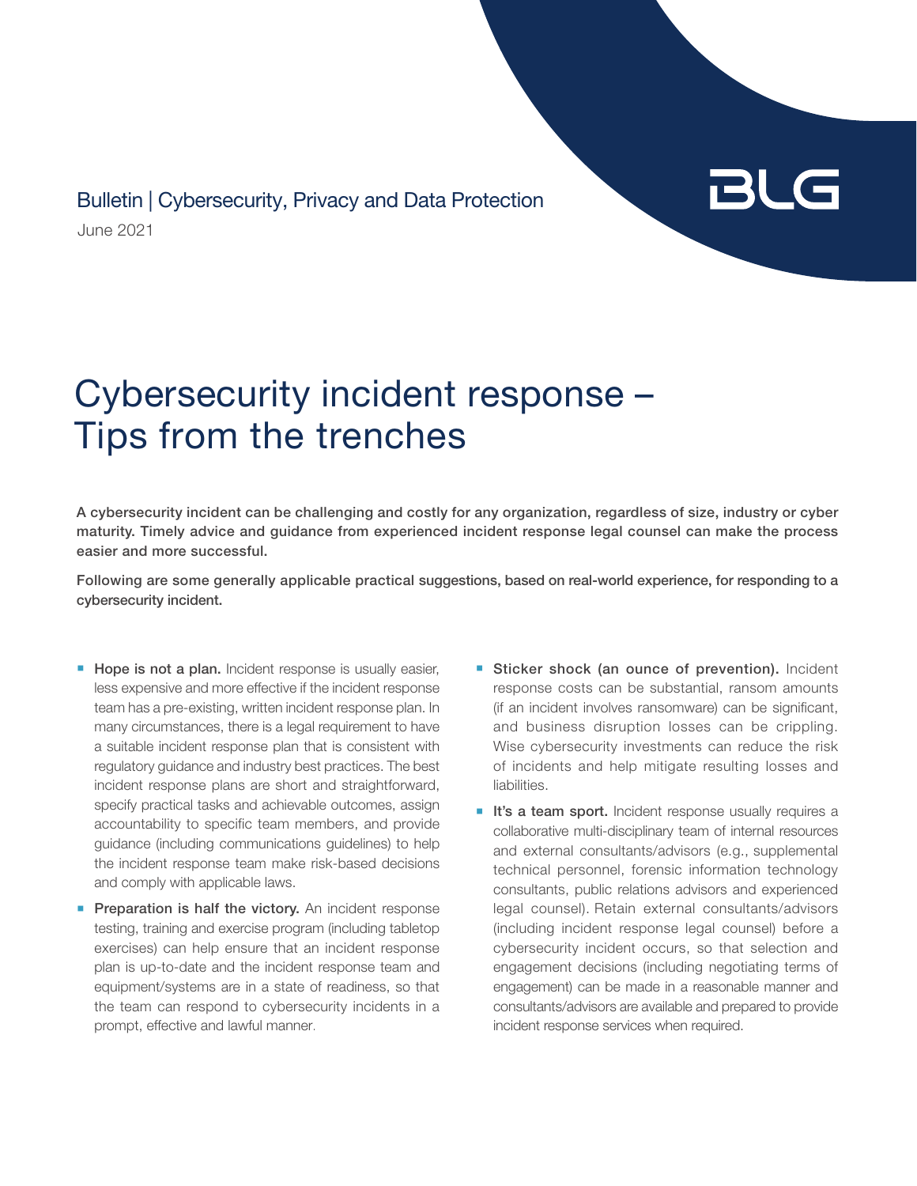Bulletin | Cybersecurity, Privacy and Data Protection

June 2021

# Cybersecurity incident response – Tips from the trenches

**A cybersecurity incident can be challenging and costly for any organization, regardless of size, industry or cyber maturity. Timely advice and guidance from experienced incident response legal counsel can make the process easier and more successful.**

**Following are some generally applicable practical suggestions, based on real-world experience, for responding to a cybersecurity incident.**

- **Hope is not a plan.** Incident response is usually easier, less expensive and more effective if the incident response team has a pre-existing, written incident response plan. In many circumstances, there is a legal requirement to have a suitable incident response plan that is consistent with regulatory guidance and industry best practices. The best incident response plans are short and straightforward, specify practical tasks and achievable outcomes, assign accountability to specific team members, and provide guidance (including communications guidelines) to help the incident response team make risk-based decisions and comply with applicable laws.
- **Preparation is half the victory.** An incident response testing, training and exercise program (including tabletop exercises) can help ensure that an incident response plan is up-to-date and the incident response team and equipment/systems are in a state of readiness, so that the team can respond to cybersecurity incidents in a prompt, effective and lawful manner.
- **Sticker shock (an ounce of prevention).** Incident response costs can be substantial, ransom amounts (if an incident involves ransomware) can be significant, and business disruption losses can be crippling. Wise cybersecurity investments can reduce the risk of incidents and help mitigate resulting losses and liabilities.
- **It's a team sport.** Incident response usually requires a collaborative multi-disciplinary team of internal resources and external consultants/advisors (e.g., supplemental technical personnel, forensic information technology consultants, public relations advisors and experienced legal counsel). Retain external consultants/advisors (including incident response legal counsel) before a cybersecurity incident occurs, so that selection and engagement decisions (including negotiating terms of engagement) can be made in a reasonable manner and consultants/advisors are available and prepared to provide incident response services when required.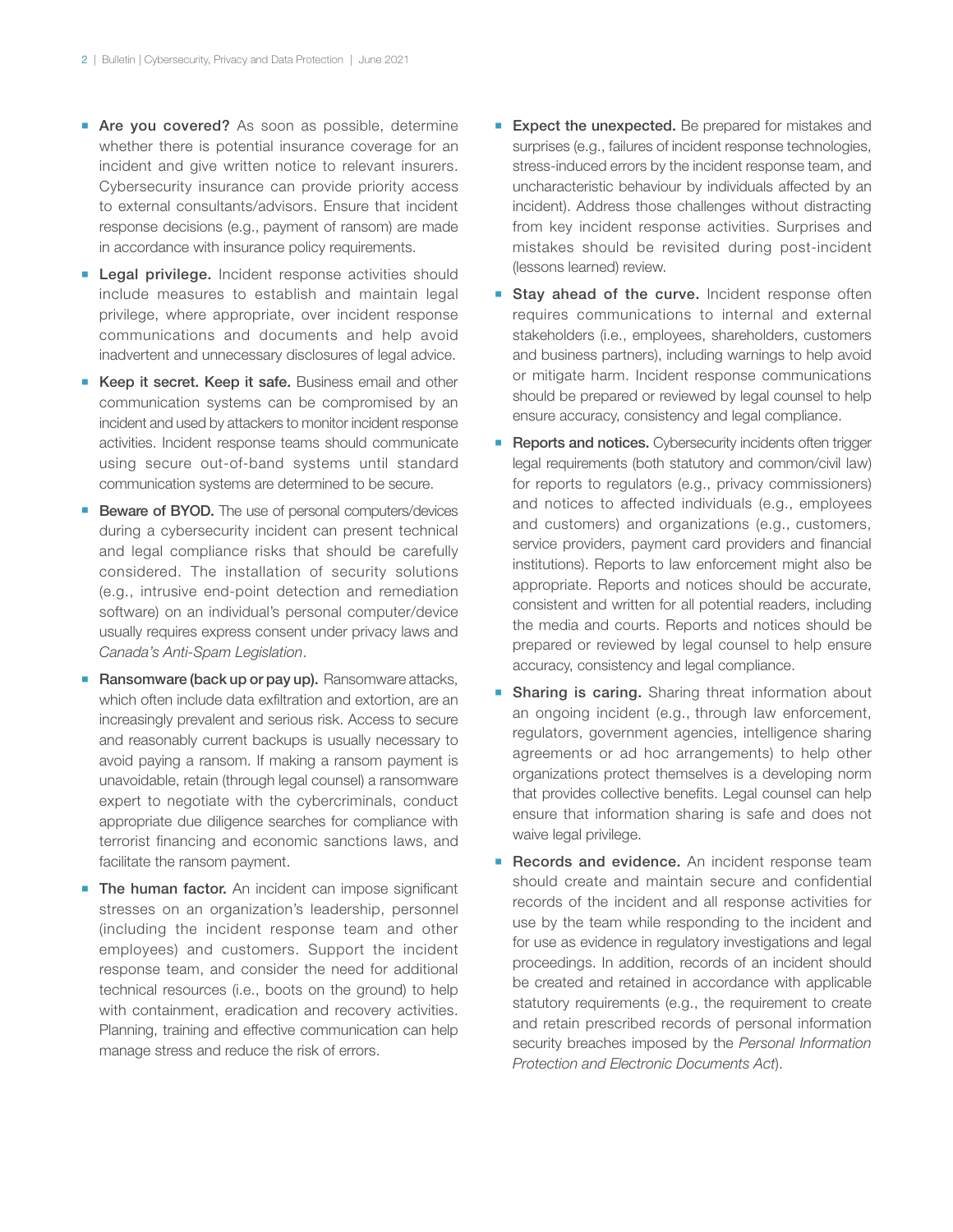- **Are you covered?** As soon as possible, determine whether there is potential insurance coverage for an incident and give written notice to relevant insurers. Cybersecurity insurance can provide priority access to external consultants/advisors. Ensure that incident response decisions (e.g., payment of ransom) are made in accordance with insurance policy requirements.
- **Legal privilege.** Incident response activities should include measures to establish and maintain legal privilege, where appropriate, over incident response communications and documents and help avoid inadvertent and unnecessary disclosures of legal advice.
- **Keep it secret. Keep it safe.** Business email and other communication systems can be compromised by an incident and used by attackers to monitor incident response activities. Incident response teams should communicate using secure out-of-band systems until standard communication systems are determined to be secure.
- **Beware of BYOD.** The use of personal computers/devices during a cybersecurity incident can present technical and legal compliance risks that should be carefully considered. The installation of security solutions (e.g., intrusive end-point detection and remediation software) on an individual's personal computer/device usually requires express consent under privacy laws and *Canada's Anti-Spam Legislation*.
- **Ransomware (back up or pay up).** Ransomware attacks, which often include data exfiltration and extortion, are an increasingly prevalent and serious risk. Access to secure and reasonably current backups is usually necessary to avoid paying a ransom. If making a ransom payment is unavoidable, retain (through legal counsel) a ransomware expert to negotiate with the cybercriminals, conduct appropriate due diligence searches for compliance with terrorist financing and economic sanctions laws, and facilitate the ransom payment.
- **The human factor.** An incident can impose significant stresses on an organization's leadership, personnel (including the incident response team and other employees) and customers. Support the incident response team, and consider the need for additional technical resources (i.e., boots on the ground) to help with containment, eradication and recovery activities. Planning, training and effective communication can help manage stress and reduce the risk of errors.
- **Expect the unexpected.** Be prepared for mistakes and surprises (e.g., failures of incident response technologies, stress-induced errors by the incident response team, and uncharacteristic behaviour by individuals affected by an incident). Address those challenges without distracting from key incident response activities. Surprises and mistakes should be revisited during post-incident (lessons learned) review.
- **Stay ahead of the curve.** Incident response often requires communications to internal and external stakeholders (i.e., employees, shareholders, customers and business partners), including warnings to help avoid or mitigate harm. Incident response communications should be prepared or reviewed by legal counsel to help ensure accuracy, consistency and legal compliance.
- **Reports and notices.** Cybersecurity incidents often trigger legal requirements (both statutory and common/civil law) for reports to regulators (e.g., privacy commissioners) and notices to affected individuals (e.g., employees and customers) and organizations (e.g., customers, service providers, payment card providers and financial institutions). Reports to law enforcement might also be appropriate. Reports and notices should be accurate, consistent and written for all potential readers, including the media and courts. Reports and notices should be prepared or reviewed by legal counsel to help ensure accuracy, consistency and legal compliance.
- **Sharing is caring.** Sharing threat information about an ongoing incident (e.g., through law enforcement, regulators, government agencies, intelligence sharing agreements or ad hoc arrangements) to help other organizations protect themselves is a developing norm that provides collective benefits. Legal counsel can help ensure that information sharing is safe and does not waive legal privilege.
- **Records and evidence.** An incident response team should create and maintain secure and confidential records of the incident and all response activities for use by the team while responding to the incident and for use as evidence in regulatory investigations and legal proceedings. In addition, records of an incident should be created and retained in accordance with applicable statutory requirements (e.g., the requirement to create and retain prescribed records of personal information security breaches imposed by the *Personal Information Protection and Electronic Documents Act*).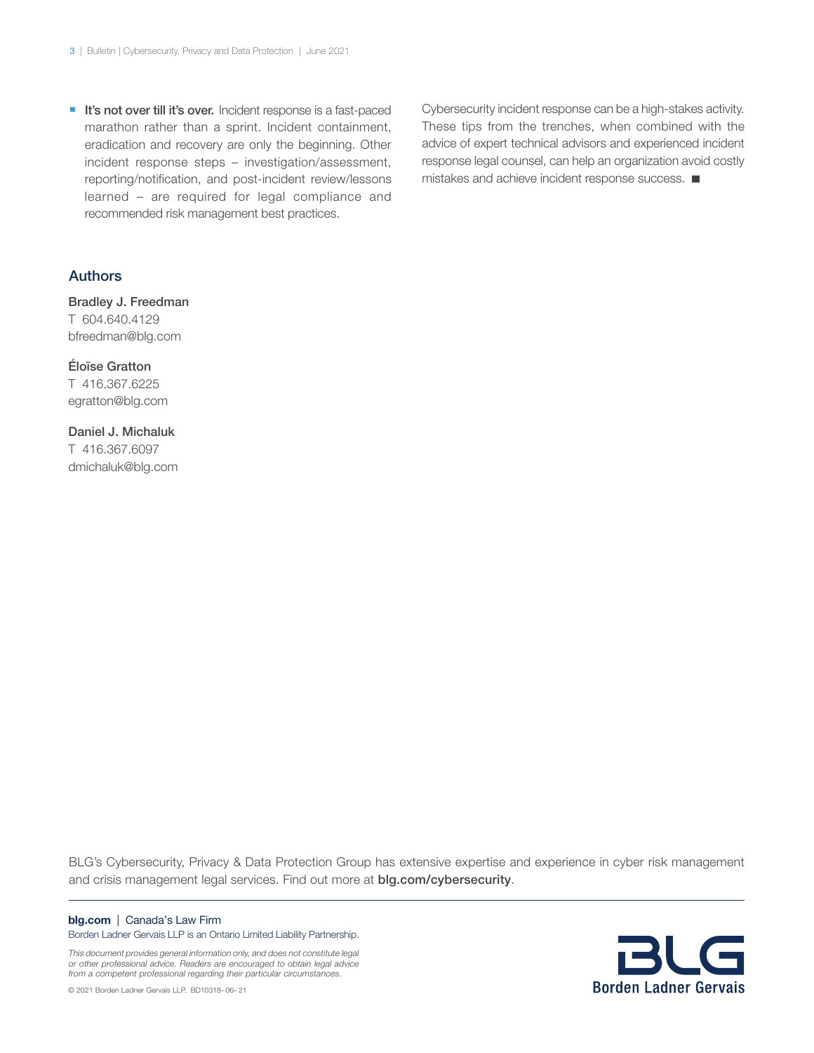- **It's not over till it's over.** Incident response is a fast-paced marathon rather than a sprint. Incident containment, eradication and recovery are only the beginning. Other incident response steps – investigation/assessment, reporting/notification, and post-incident review/lessons learned – are required for legal compliance and recommended risk management best practices.

Cybersecurity incident response can be a high-stakes activity. These tips from the trenches, when combined with the advice of expert technical advisors and experienced incident response legal counsel, can help an organization avoid costly mistakes and achieve incident response success. ■

## Authors

**Bradley J. Freedman**
T 604.640.4129
bfreedman@blg.com

**Éloïse Gratton**
T 416.367.6225
egratton@blg.com

**Daniel J. Michaluk**
T 416.367.6097
dmichaluk@blg.com

BLG's Cybersecurity, Privacy & Data Protection Group has extensive expertise and experience in cyber risk management and crisis management legal services. Find out more at **blg.com/cybersecurity**.

**blg.com** | Canada's Law Firm
Borden Ladner Gervais LLP is an Ontario Limited Liability Partnership.

*This document provides general information only, and does not constitute legal or other professional advice. Readers are encouraged to obtain legal advice from a competent professional regarding their particular circumstances.*

© 2021 Borden Ladner Gervais LLP. BD10318–06–21

BLG
Borden Ladner Gervais